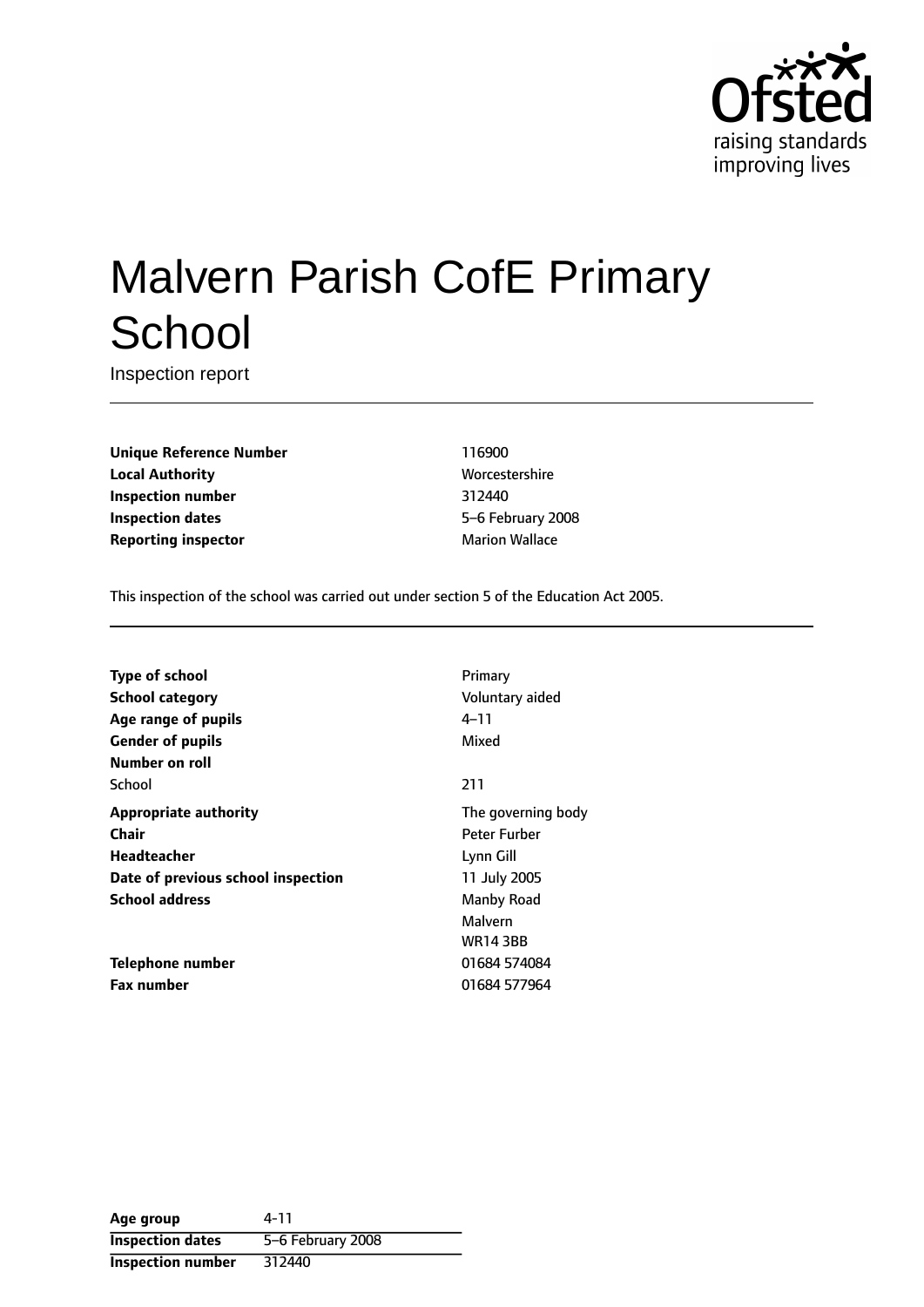# Malvern Parish CofE Primary School

Inspection report

| | |
|---|---|
| **Unique Reference Number** | 116900 |
| **Local Authority** | Worcestershire |
| **Inspection number** | 312440 |
| **Inspection dates** | 5–6 February 2008 |
| **Reporting inspector** | Marion Wallace |

This inspection of the school was carried out under section 5 of the Education Act 2005.

| | |
|---|---|
| **Type of school** | Primary |
| **School category** | Voluntary aided |
| **Age range of pupils** | 4–11 |
| **Gender of pupils** | Mixed |
| **Number on roll** | |
| School | 211 |
| **Appropriate authority** | The governing body |
| **Chair** | Peter Furber |
| **Headteacher** | Lynn Gill |
| **Date of previous school inspection** | 11 July 2005 |
| **School address** | Manby Road<br>Malvern<br>WR14 3BB |
| **Telephone number** | 01684 574084 |
| **Fax number** | 01684 577964 |

| | |
|---|---|
| **Age group** | 4-11 |
| **Inspection dates** | 5–6 February 2008 |
| **Inspection number** | 312440 |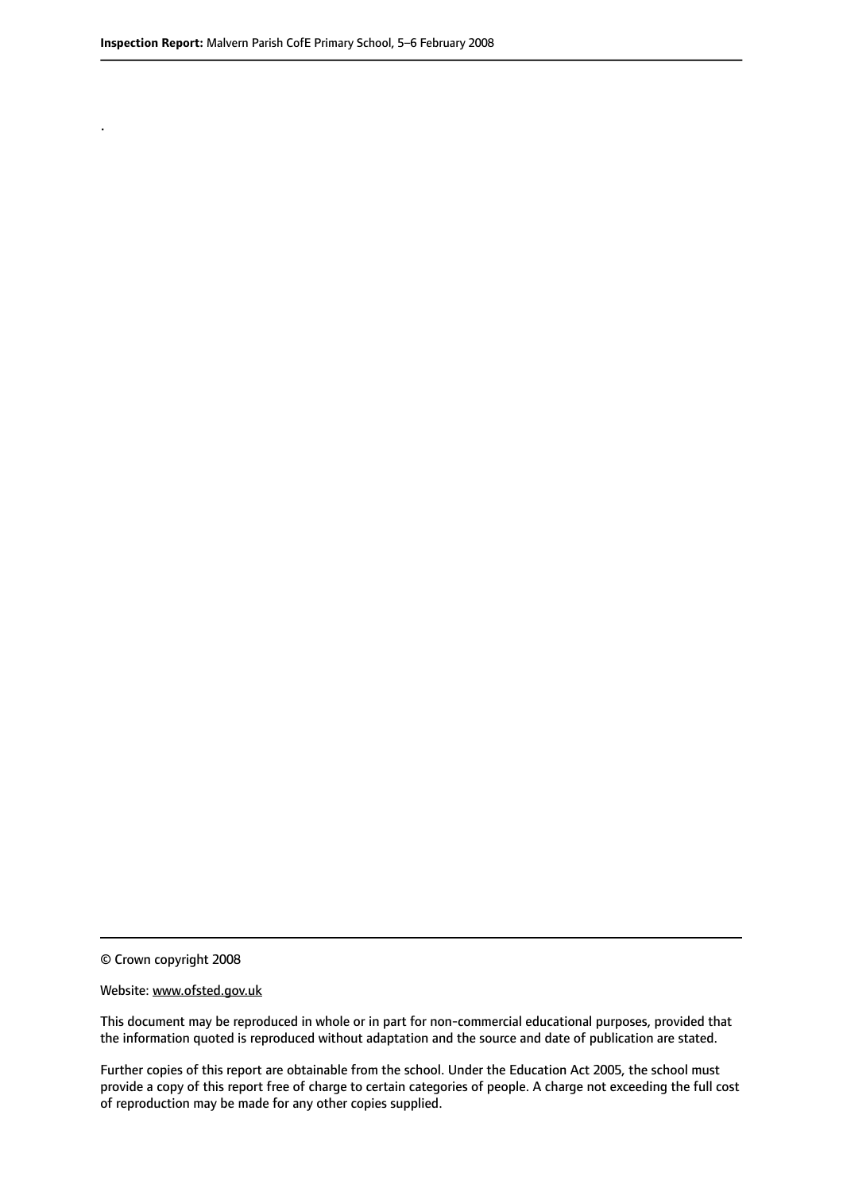.

© Crown copyright 2008

Website: www.ofsted.gov.uk

This document may be reproduced in whole or in part for non-commercial educational purposes, provided that the information quoted is reproduced without adaptation and the source and date of publication are stated.

Further copies of this report are obtainable from the school. Under the Education Act 2005, the school must provide a copy of this report free of charge to certain categories of people. A charge not exceeding the full cost of reproduction may be made for any other copies supplied.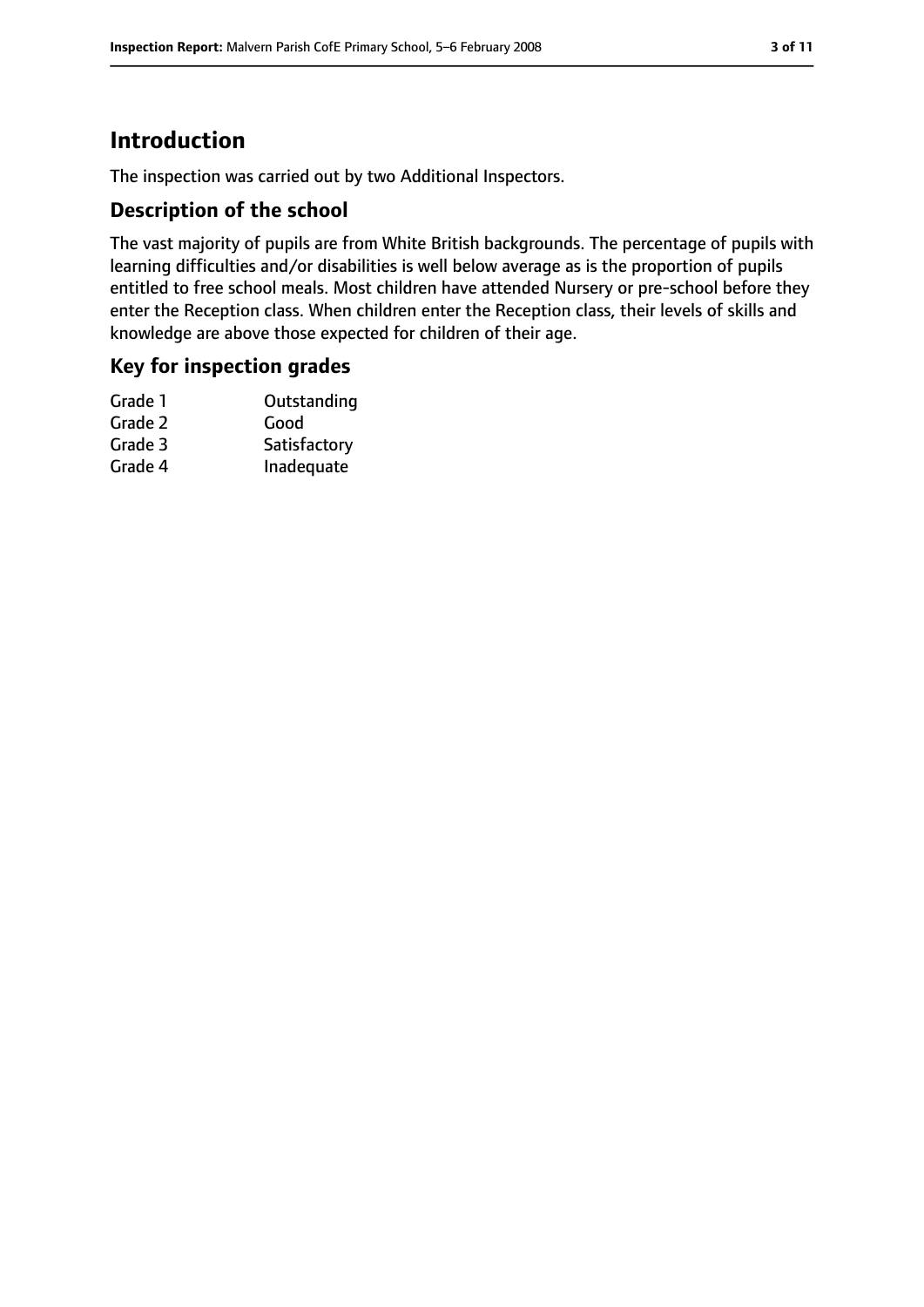# Introduction

The inspection was carried out by two Additional Inspectors.

## Description of the school

The vast majority of pupils are from White British backgrounds. The percentage of pupils with learning difficulties and/or disabilities is well below average as is the proportion of pupils entitled to free school meals. Most children have attended Nursery or pre-school before they enter the Reception class. When children enter the Reception class, their levels of skills and knowledge are above those expected for children of their age.

## Key for inspection grades

| | |
|---|---|
| Grade 1 | Outstanding |
| Grade 2 | Good |
| Grade 3 | Satisfactory |
| Grade 4 | Inadequate |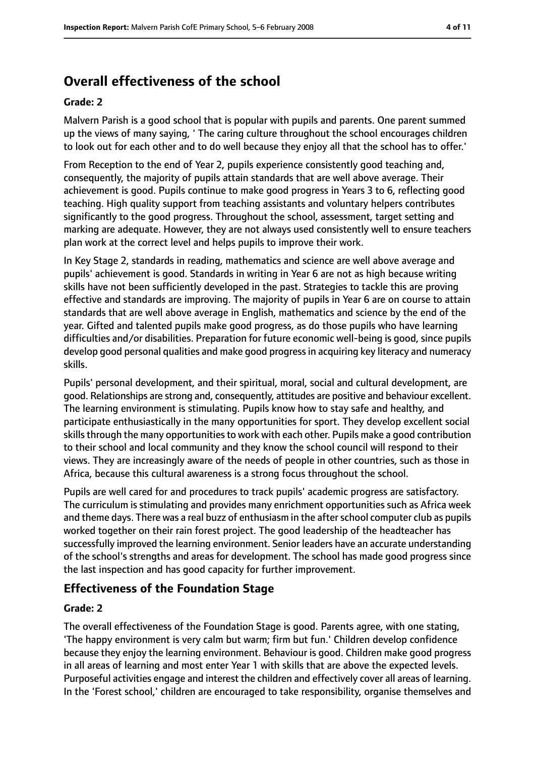## Overall effectiveness of the school

**Grade: 2**

Malvern Parish is a good school that is popular with pupils and parents. One parent summed up the views of many saying, ' The caring culture throughout the school encourages children to look out for each other and to do well because they enjoy all that the school has to offer.'

From Reception to the end of Year 2, pupils experience consistently good teaching and, consequently, the majority of pupils attain standards that are well above average. Their achievement is good. Pupils continue to make good progress in Years 3 to 6, reflecting good teaching. High quality support from teaching assistants and voluntary helpers contributes significantly to the good progress. Throughout the school, assessment, target setting and marking are adequate. However, they are not always used consistently well to ensure teachers plan work at the correct level and helps pupils to improve their work.

In Key Stage 2, standards in reading, mathematics and science are well above average and pupils' achievement is good. Standards in writing in Year 6 are not as high because writing skills have not been sufficiently developed in the past. Strategies to tackle this are proving effective and standards are improving. The majority of pupils in Year 6 are on course to attain standards that are well above average in English, mathematics and science by the end of the year. Gifted and talented pupils make good progress, as do those pupils who have learning difficulties and/or disabilities. Preparation for future economic well-being is good, since pupils develop good personal qualities and make good progress in acquiring key literacy and numeracy skills.

Pupils' personal development, and their spiritual, moral, social and cultural development, are good. Relationships are strong and, consequently, attitudes are positive and behaviour excellent. The learning environment is stimulating. Pupils know how to stay safe and healthy, and participate enthusiastically in the many opportunities for sport. They develop excellent social skills through the many opportunities to work with each other. Pupils make a good contribution to their school and local community and they know the school council will respond to their views. They are increasingly aware of the needs of people in other countries, such as those in Africa, because this cultural awareness is a strong focus throughout the school.

Pupils are well cared for and procedures to track pupils' academic progress are satisfactory. The curriculum is stimulating and provides many enrichment opportunities such as Africa week and theme days. There was a real buzz of enthusiasm in the after school computer club as pupils worked together on their rain forest project. The good leadership of the headteacher has successfully improved the learning environment. Senior leaders have an accurate understanding of the school's strengths and areas for development. The school has made good progress since the last inspection and has good capacity for further improvement.

### Effectiveness of the Foundation Stage

**Grade: 2**

The overall effectiveness of the Foundation Stage is good. Parents agree, with one stating, 'The happy environment is very calm but warm; firm but fun.' Children develop confidence because they enjoy the learning environment. Behaviour is good. Children make good progress in all areas of learning and most enter Year 1 with skills that are above the expected levels. Purposeful activities engage and interest the children and effectively cover all areas of learning. In the 'Forest school,' children are encouraged to take responsibility, organise themselves and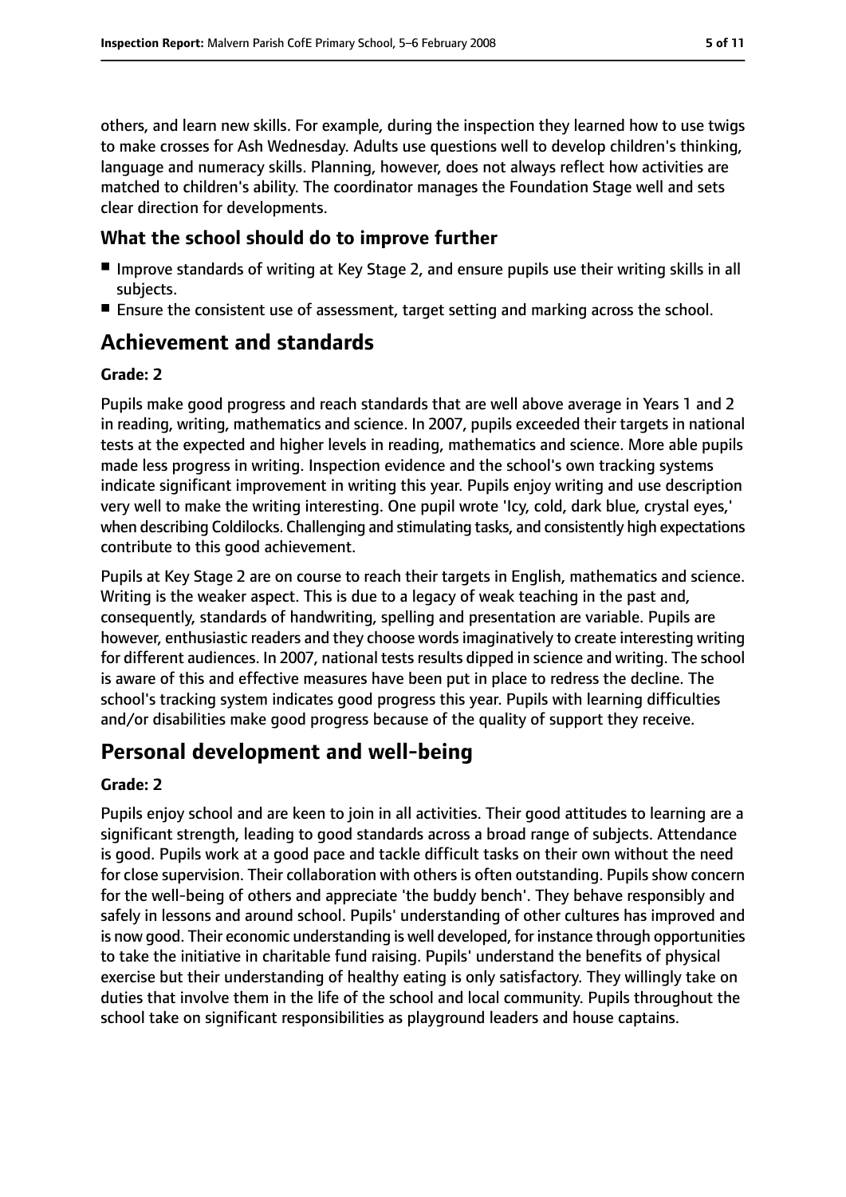others, and learn new skills. For example, during the inspection they learned how to use twigs to make crosses for Ash Wednesday. Adults use questions well to develop children's thinking, language and numeracy skills. Planning, however, does not always reflect how activities are matched to children's ability. The coordinator manages the Foundation Stage well and sets clear direction for developments.

### What the school should do to improve further

- Improve standards of writing at Key Stage 2, and ensure pupils use their writing skills in all subjects.
- Ensure the consistent use of assessment, target setting and marking across the school.

## Achievement and standards

**Grade: 2**

Pupils make good progress and reach standards that are well above average in Years 1 and 2 in reading, writing, mathematics and science. In 2007, pupils exceeded their targets in national tests at the expected and higher levels in reading, mathematics and science. More able pupils made less progress in writing. Inspection evidence and the school's own tracking systems indicate significant improvement in writing this year. Pupils enjoy writing and use description very well to make the writing interesting. One pupil wrote 'Icy, cold, dark blue, crystal eyes,' when describing Coldilocks. Challenging and stimulating tasks, and consistently high expectations contribute to this good achievement.

Pupils at Key Stage 2 are on course to reach their targets in English, mathematics and science. Writing is the weaker aspect. This is due to a legacy of weak teaching in the past and, consequently, standards of handwriting, spelling and presentation are variable. Pupils are however, enthusiastic readers and they choose words imaginatively to create interesting writing for different audiences. In 2007, national tests results dipped in science and writing. The school is aware of this and effective measures have been put in place to redress the decline. The school's tracking system indicates good progress this year. Pupils with learning difficulties and/or disabilities make good progress because of the quality of support they receive.

## Personal development and well-being

**Grade: 2**

Pupils enjoy school and are keen to join in all activities. Their good attitudes to learning are a significant strength, leading to good standards across a broad range of subjects. Attendance is good. Pupils work at a good pace and tackle difficult tasks on their own without the need for close supervision. Their collaboration with others is often outstanding. Pupils show concern for the well-being of others and appreciate 'the buddy bench'. They behave responsibly and safely in lessons and around school. Pupils' understanding of other cultures has improved and is now good. Their economic understanding is well developed, for instance through opportunities to take the initiative in charitable fund raising. Pupils' understand the benefits of physical exercise but their understanding of healthy eating is only satisfactory. They willingly take on duties that involve them in the life of the school and local community. Pupils throughout the school take on significant responsibilities as playground leaders and house captains.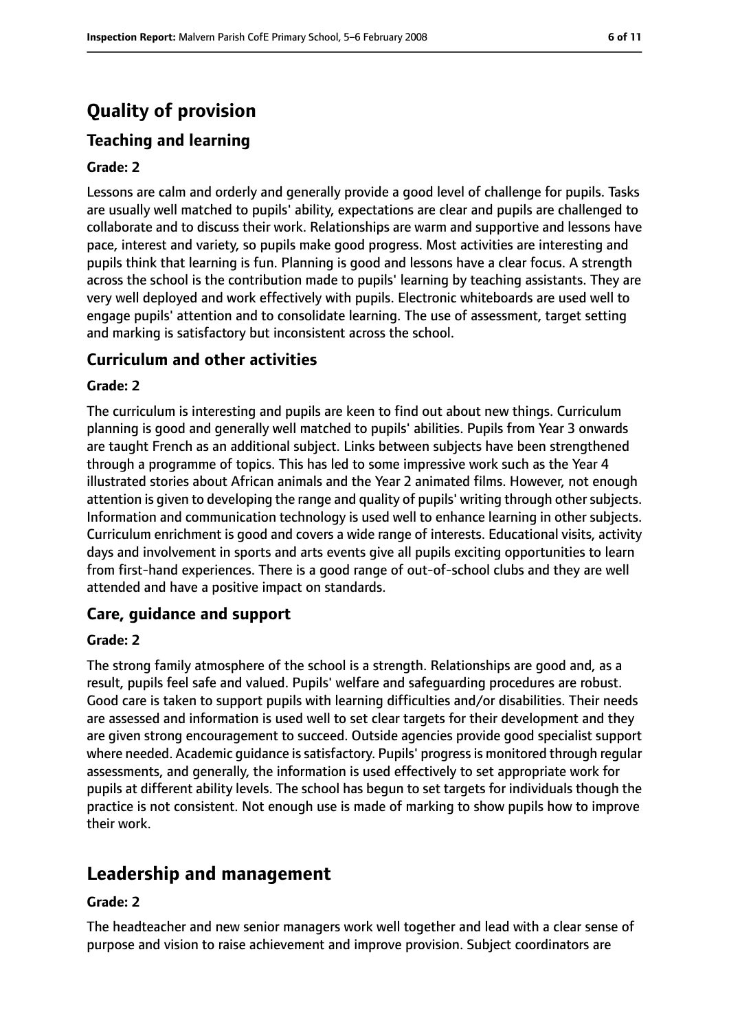# Quality of provision

## Teaching and learning

**Grade: 2**

Lessons are calm and orderly and generally provide a good level of challenge for pupils. Tasks are usually well matched to pupils' ability, expectations are clear and pupils are challenged to collaborate and to discuss their work. Relationships are warm and supportive and lessons have pace, interest and variety, so pupils make good progress. Most activities are interesting and pupils think that learning is fun. Planning is good and lessons have a clear focus. A strength across the school is the contribution made to pupils' learning by teaching assistants. They are very well deployed and work effectively with pupils. Electronic whiteboards are used well to engage pupils' attention and to consolidate learning. The use of assessment, target setting and marking is satisfactory but inconsistent across the school.

## Curriculum and other activities

**Grade: 2**

The curriculum is interesting and pupils are keen to find out about new things. Curriculum planning is good and generally well matched to pupils' abilities. Pupils from Year 3 onwards are taught French as an additional subject. Links between subjects have been strengthened through a programme of topics. This has led to some impressive work such as the Year 4 illustrated stories about African animals and the Year 2 animated films. However, not enough attention is given to developing the range and quality of pupils' writing through other subjects. Information and communication technology is used well to enhance learning in other subjects. Curriculum enrichment is good and covers a wide range of interests. Educational visits, activity days and involvement in sports and arts events give all pupils exciting opportunities to learn from first-hand experiences. There is a good range of out-of-school clubs and they are well attended and have a positive impact on standards.

## Care, guidance and support

**Grade: 2**

The strong family atmosphere of the school is a strength. Relationships are good and, as a result, pupils feel safe and valued. Pupils' welfare and safeguarding procedures are robust. Good care is taken to support pupils with learning difficulties and/or disabilities. Their needs are assessed and information is used well to set clear targets for their development and they are given strong encouragement to succeed. Outside agencies provide good specialist support where needed. Academic guidance is satisfactory. Pupils' progress is monitored through regular assessments, and generally, the information is used effectively to set appropriate work for pupils at different ability levels. The school has begun to set targets for individuals though the practice is not consistent. Not enough use is made of marking to show pupils how to improve their work.

# Leadership and management

**Grade: 2**

The headteacher and new senior managers work well together and lead with a clear sense of purpose and vision to raise achievement and improve provision. Subject coordinators are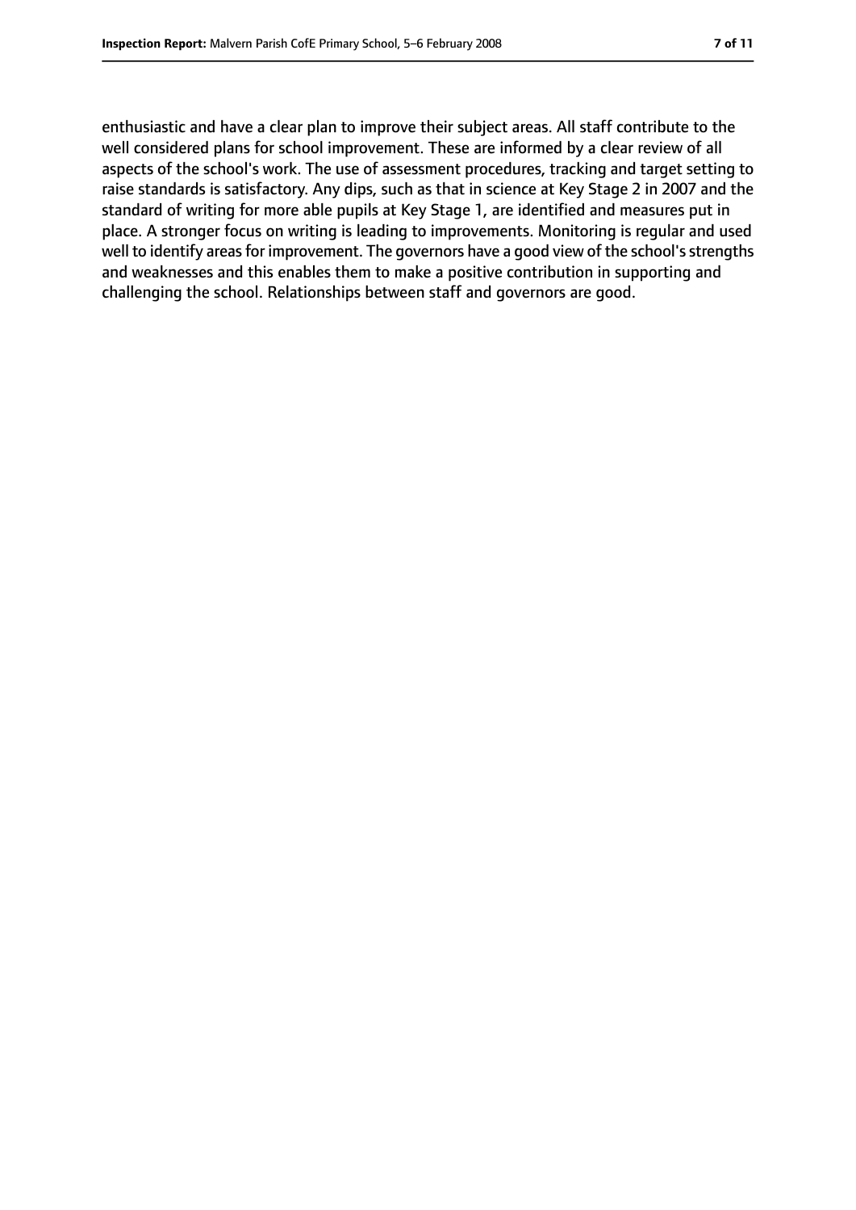enthusiastic and have a clear plan to improve their subject areas. All staff contribute to the well considered plans for school improvement. These are informed by a clear review of all aspects of the school's work. The use of assessment procedures, tracking and target setting to raise standards is satisfactory. Any dips, such as that in science at Key Stage 2 in 2007 and the standard of writing for more able pupils at Key Stage 1, are identified and measures put in place. A stronger focus on writing is leading to improvements. Monitoring is regular and used well to identify areas for improvement. The governors have a good view of the school's strengths and weaknesses and this enables them to make a positive contribution in supporting and challenging the school. Relationships between staff and governors are good.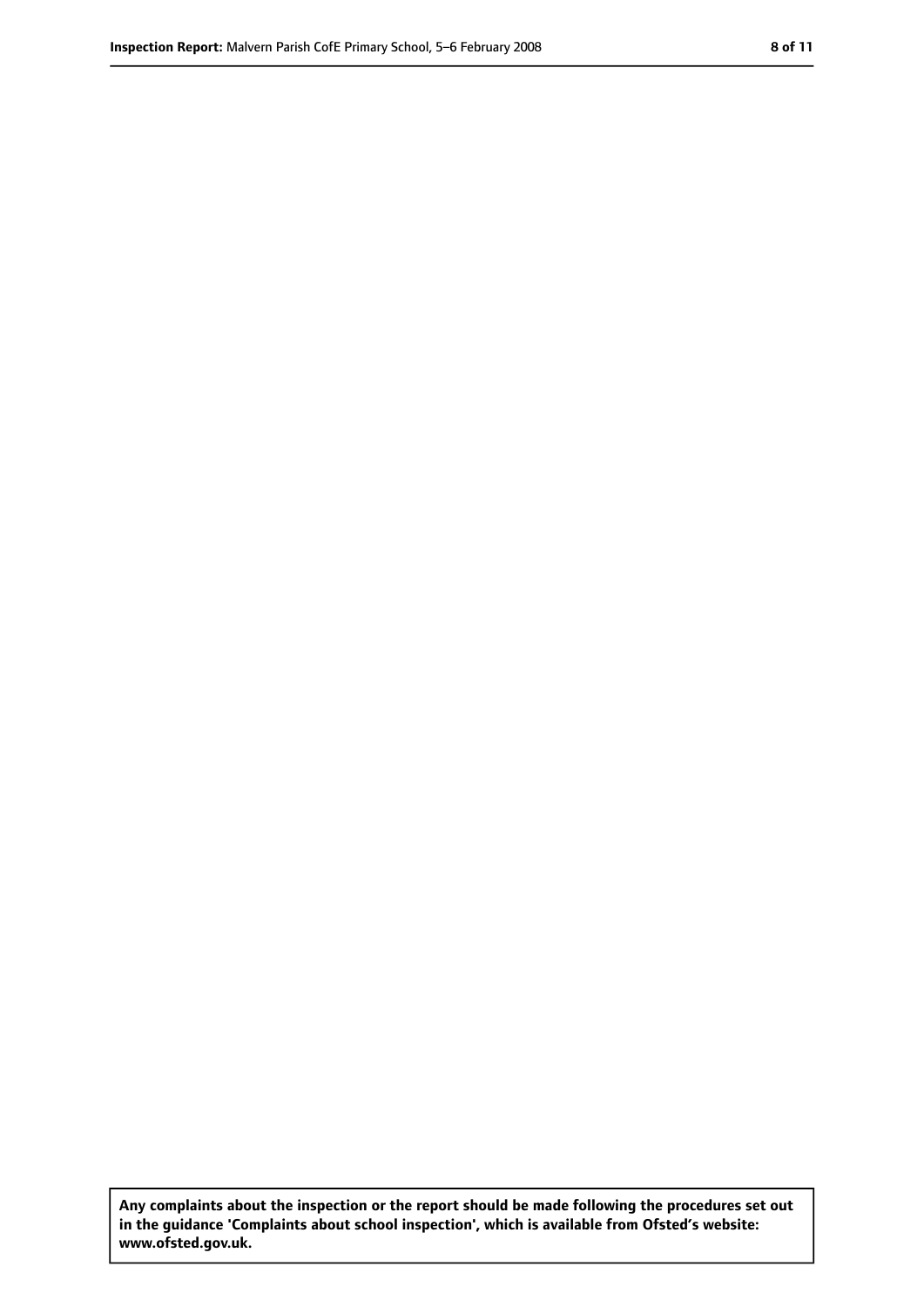**Any complaints about the inspection or the report should be made following the procedures set out in the guidance 'Complaints about school inspection', which is available from Ofsted's website: www.ofsted.gov.uk.**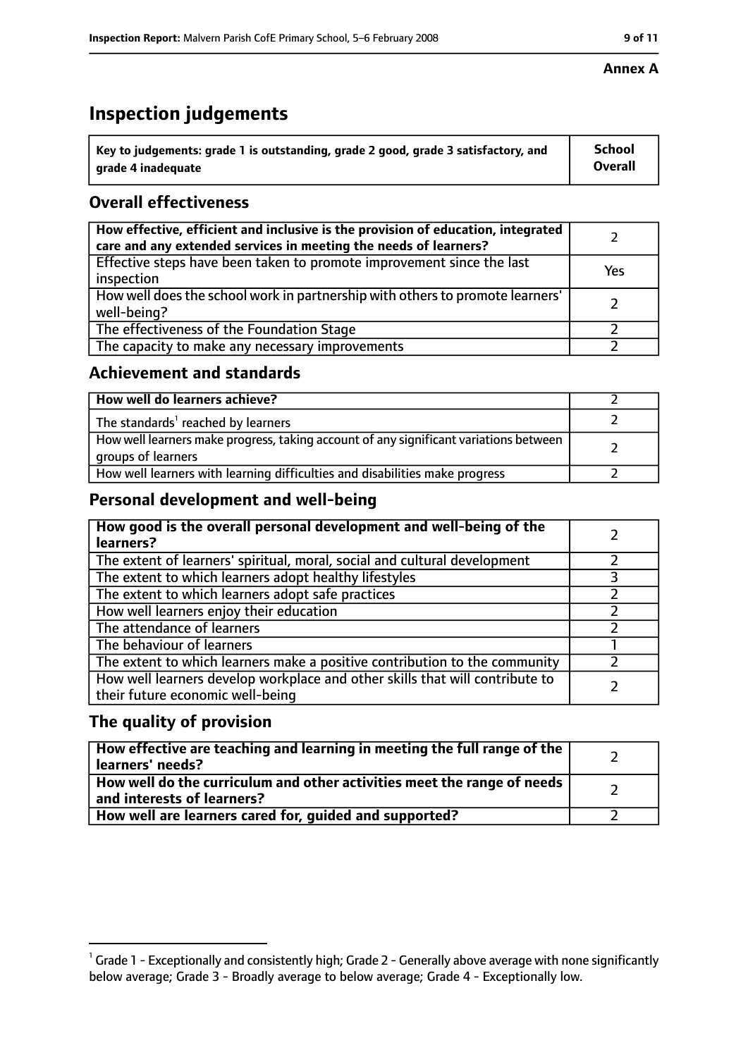**Annex A**

# Inspection judgements

| Key to judgements: grade 1 is outstanding, grade 2 good, grade 3 satisfactory, and grade 4 inadequate | School Overall |
|---|---|

## Overall effectiveness

| | |
|---|---|
| **How effective, efficient and inclusive is the provision of education, integrated care and any extended services in meeting the needs of learners?** | 2 |
| Effective steps have been taken to promote improvement since the last inspection | Yes |
| How well does the school work in partnership with others to promote learners' well-being? | 2 |
| The effectiveness of the Foundation Stage | 2 |
| The capacity to make any necessary improvements | 2 |

## Achievement and standards

| | |
|---|---|
| **How well do learners achieve?** | 2 |
| The standards[1] reached by learners | 2 |
| How well learners make progress, taking account of any significant variations between groups of learners | 2 |
| How well learners with learning difficulties and disabilities make progress | 2 |

## Personal development and well-being

| | |
|---|---|
| **How good is the overall personal development and well-being of the learners?** | 2 |
| The extent of learners' spiritual, moral, social and cultural development | 2 |
| The extent to which learners adopt healthy lifestyles | 3 |
| The extent to which learners adopt safe practices | 2 |
| How well learners enjoy their education | 2 |
| The attendance of learners | 2 |
| The behaviour of learners | 1 |
| The extent to which learners make a positive contribution to the community | 2 |
| How well learners develop workplace and other skills that will contribute to their future economic well-being | 2 |

## The quality of provision

| | |
|---|---|
| **How effective are teaching and learning in meeting the full range of the learners' needs?** | 2 |
| **How well do the curriculum and other activities meet the range of needs and interests of learners?** | 2 |
| **How well are learners cared for, guided and supported?** | 2 |

[1] Grade 1 - Exceptionally and consistently high; Grade 2 - Generally above average with none significantly below average; Grade 3 - Broadly average to below average; Grade 4 - Exceptionally low.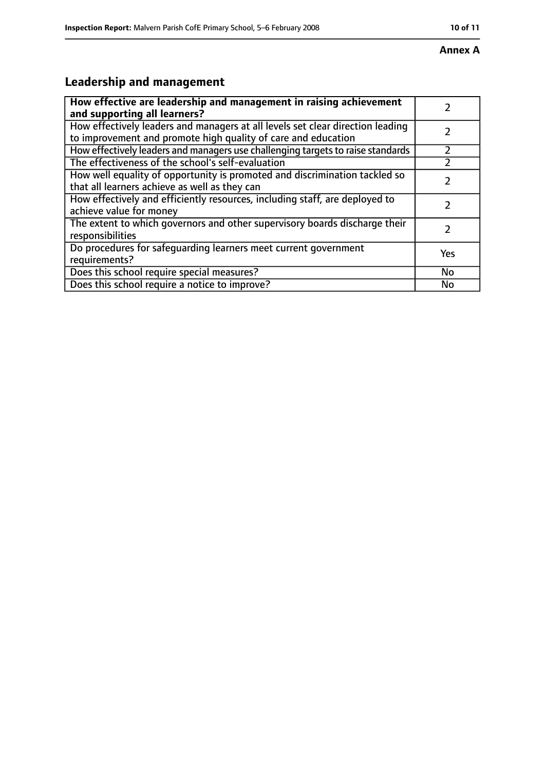**Annex A**

## Leadership and management

| **How effective are leadership and management in raising achievement and supporting all learners?** | 2 |
|---|---|
| How effectively leaders and managers at all levels set clear direction leading to improvement and promote high quality of care and education | 2 |
| How effectively leaders and managers use challenging targets to raise standards | 2 |
| The effectiveness of the school's self-evaluation | 2 |
| How well equality of opportunity is promoted and discrimination tackled so that all learners achieve as well as they can | 2 |
| How effectively and efficiently resources, including staff, are deployed to achieve value for money | 2 |
| The extent to which governors and other supervisory boards discharge their responsibilities | 2 |
| Do procedures for safeguarding learners meet current government requirements? | Yes |
| Does this school require special measures? | No |
| Does this school require a notice to improve? | No |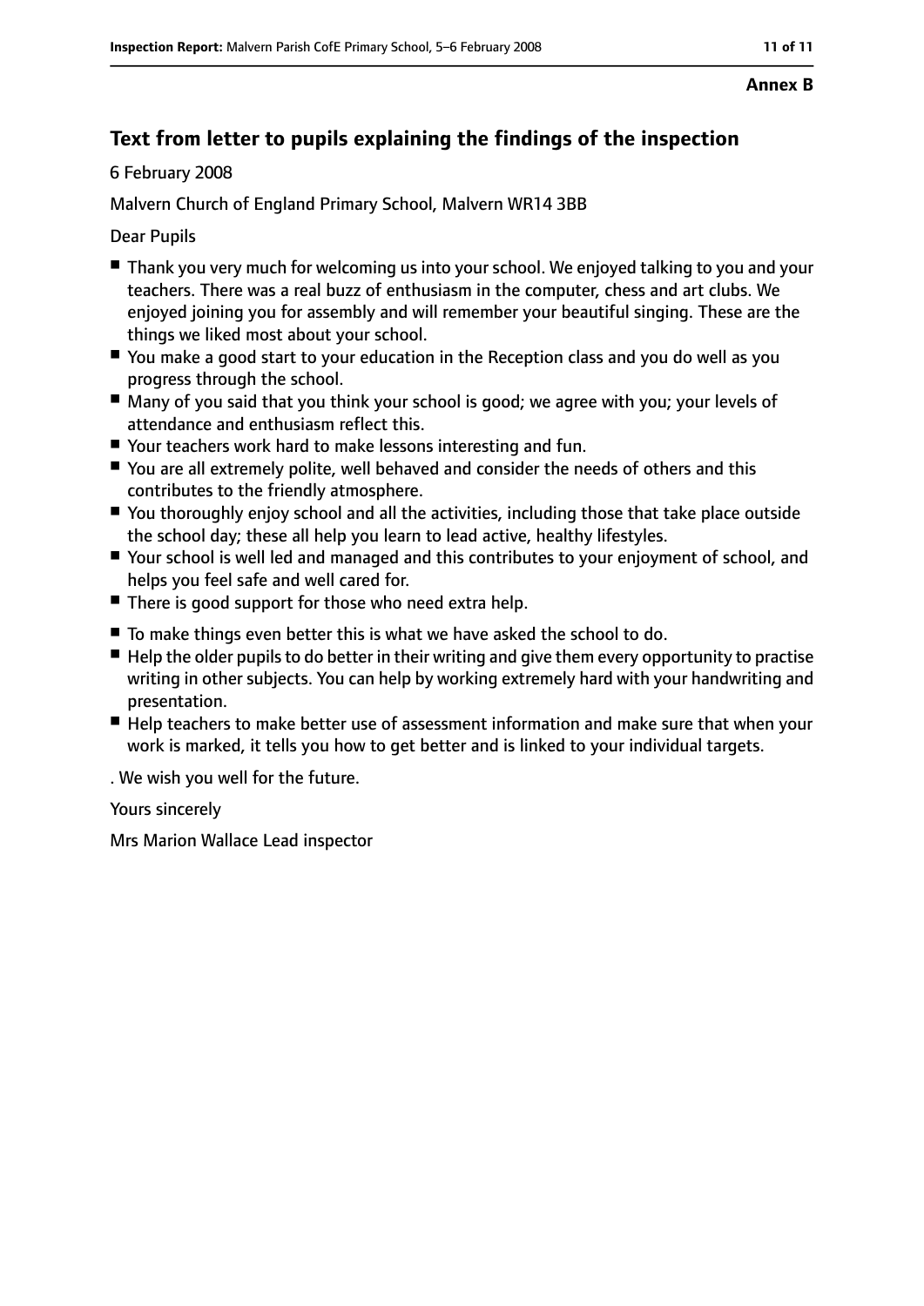**Annex B**

## Text from letter to pupils explaining the findings of the inspection

6 February 2008

Malvern Church of England Primary School, Malvern WR14 3BB

Dear Pupils

- Thank you very much for welcoming us into your school. We enjoyed talking to you and your teachers. There was a real buzz of enthusiasm in the computer, chess and art clubs. We enjoyed joining you for assembly and will remember your beautiful singing. These are the things we liked most about your school.
- You make a good start to your education in the Reception class and you do well as you progress through the school.
- Many of you said that you think your school is good; we agree with you; your levels of attendance and enthusiasm reflect this.
- Your teachers work hard to make lessons interesting and fun.
- You are all extremely polite, well behaved and consider the needs of others and this contributes to the friendly atmosphere.
- You thoroughly enjoy school and all the activities, including those that take place outside the school day; these all help you learn to lead active, healthy lifestyles.
- Your school is well led and managed and this contributes to your enjoyment of school, and helps you feel safe and well cared for.
- There is good support for those who need extra help.

- To make things even better this is what we have asked the school to do.
- Help the older pupils to do better in their writing and give them every opportunity to practise writing in other subjects. You can help by working extremely hard with your handwriting and presentation.
- Help teachers to make better use of assessment information and make sure that when your work is marked, it tells you how to get better and is linked to your individual targets.

. We wish you well for the future.

Yours sincerely

Mrs Marion Wallace Lead inspector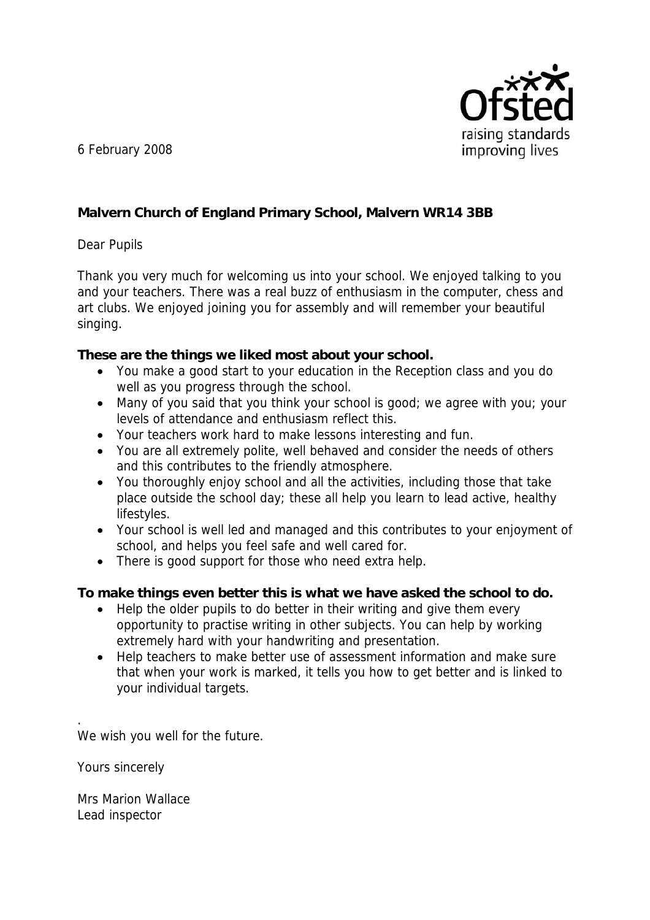6 February 2008

**Malvern Church of England Primary School, Malvern WR14 3BB**

Dear Pupils

Thank you very much for welcoming us into your school. We enjoyed talking to you and your teachers. There was a real buzz of enthusiasm in the computer, chess and art clubs. We enjoyed joining you for assembly and will remember your beautiful singing.

**These are the things we liked most about your school.**

- You make a good start to your education in the Reception class and you do well as you progress through the school.
- Many of you said that you think your school is good; we agree with you; your levels of attendance and enthusiasm reflect this.
- Your teachers work hard to make lessons interesting and fun.
- You are all extremely polite, well behaved and consider the needs of others and this contributes to the friendly atmosphere.
- You thoroughly enjoy school and all the activities, including those that take place outside the school day; these all help you learn to lead active, healthy lifestyles.
- Your school is well led and managed and this contributes to your enjoyment of school, and helps you feel safe and well cared for.
- There is good support for those who need extra help.

**To make things even better this is what we have asked the school to do.**

- Help the older pupils to do better in their writing and give them every opportunity to practise writing in other subjects. You can help by working extremely hard with your handwriting and presentation.
- Help teachers to make better use of assessment information and make sure that when your work is marked, it tells you how to get better and is linked to your individual targets.

.
We wish you well for the future.

Yours sincerely

Mrs Marion Wallace
Lead inspector